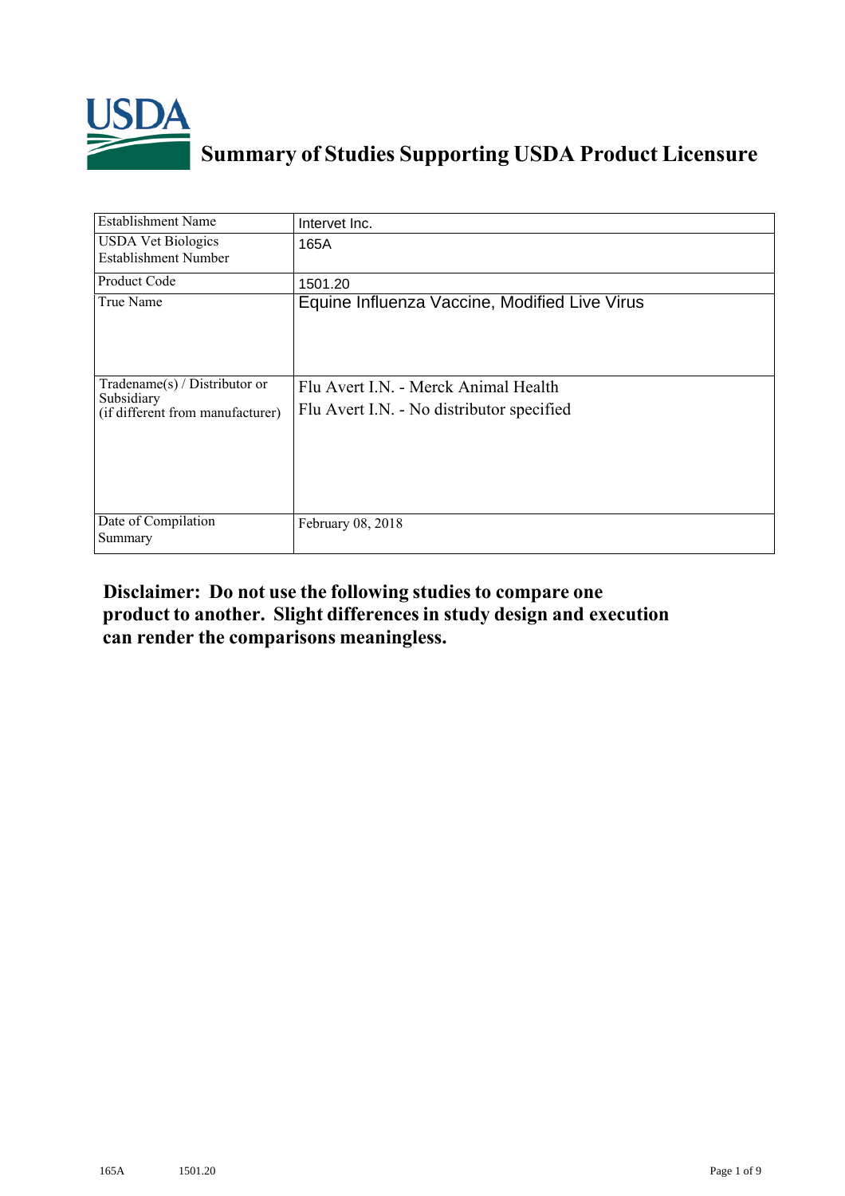# Summary of Studies Supporting USDA Product Licensure

| Establishment Name | Intervet Inc. |
|---|---|
| USDA Vet Biologics Establishment Number | 165A |
| Product Code | 1501.20 |
| True Name | Equine Influenza Vaccine, Modified Live Virus |
| Tradename(s) / Distributor or Subsidiary (if different from manufacturer) | Flu Avert I.N. - Merck Animal Health<br>Flu Avert I.N. - No distributor specified |
| Date of Compilation Summary | February 08, 2018 |

**Disclaimer: Do not use the following studies to compare one product to another. Slight differences in study design and execution can render the comparisons meaningless.**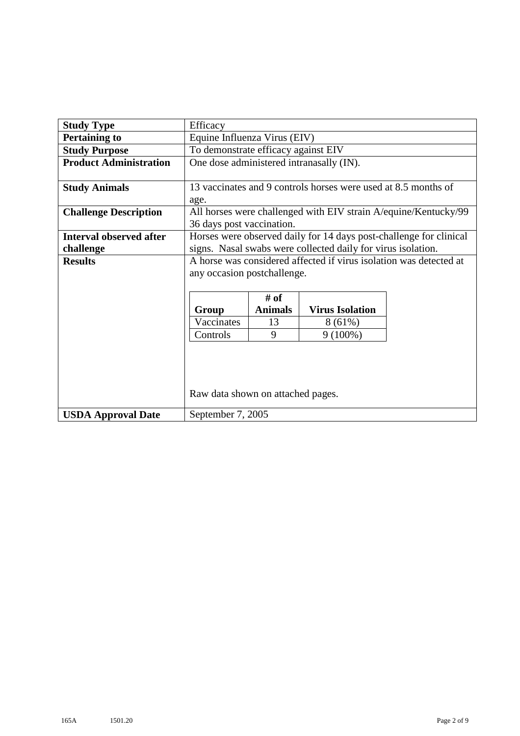| Study Type | Efficacy |
|---|---|
| **Pertaining to** | Equine Influenza Virus (EIV) |
| **Study Purpose** | To demonstrate efficacy against EIV |
| **Product Administration** | One dose administered intranasally (IN). |
| **Study Animals** | 13 vaccinates and 9 controls horses were used at 8.5 months of age. |
| **Challenge Description** | All horses were challenged with EIV strain A/equine/Kentucky/99 36 days post vaccination. |
| **Interval observed after challenge** | Horses were observed daily for 14 days post-challenge for clinical signs. Nasal swabs were collected daily for virus isolation. |
| **Results** | A horse was considered affected if virus isolation was detected at any occasion postchallenge. (see table below) Raw data shown on attached pages. |
| **USDA Approval Date** | September 7, 2005 |

| Group | # of Animals | Virus Isolation |
|---|---|---|
| Vaccinates | 13 | 8 (61%) |
| Controls | 9 | 9 (100%) |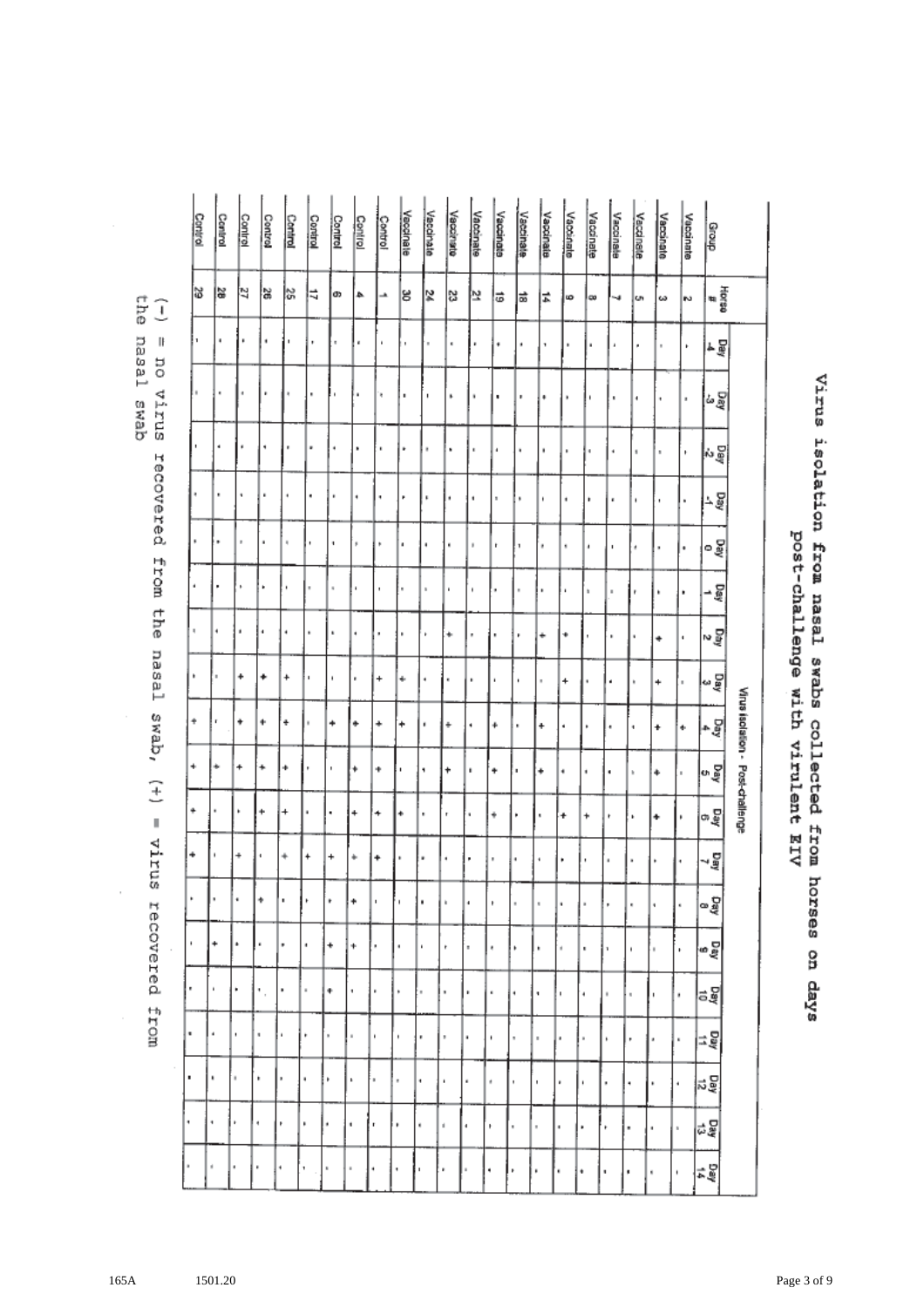# Virus isolation from nasal swabs collected from horses on days post-challenge with virulent EIV

| Group | Horse # | Virus isolation - Post-challenge | | | | | | | | | | | | | | | | | | |
|---|---|---|---|---|---|---|---|---|---|---|---|---|---|---|---|---|---|---|---|---|
| | | Day -4 | Day -3 | Day -2 | Day -1 | Day 0 | Day 1 | Day 2 | Day 3 | Day 4 | Day 5 | Day 6 | Day 7 | Day 8 | Day 9 | Day 10 | Day 11 | Day 12 | Day 13 | Day 14 |
| Vaccinate | 2 | - | - | - | - | - | - | - | - | + | - | - | - | - | - | - | - | - | - | - |
| Vaccinate | 3 | - | - | - | - | - | - | + | + | + | + | + | - | - | - | - | - | - | - | - |
| Vaccinate | 5 | - | - | - | - | - | - | - | - | - | - | - | - | - | - | - | - | - | - | - |
| Vaccinate | 7 | - | - | - | - | - | - | - | - | - | - | - | - | - | - | - | - | - | - | - |
| Vaccinate | 8 | - | - | - | - | - | - | - | - | - | - | + | - | - | - | - | - | - | - | - |
| Vaccinate | 9 | - | - | - | - | - | - | + | + | - | - | + | - | - | - | - | - | - | - | - |
| Vaccinate | 14 | - | - | - | - | - | - | + | - | + | + | - | - | - | - | - | - | - | - | - |
| Vaccinate | 18 | - | - | - | - | - | - | - | - | - | - | - | - | - | - | - | - | - | - | - |
| Vaccinate | 19 | - | - | - | - | - | - | - | - | + | + | + | - | - | - | - | - | - | - | - |
| Vaccinate | 21 | - | - | - | - | - | - | - | - | - | - | - | - | - | - | - | - | - | - | - |
| Vaccinate | 23 | - | - | - | - | - | - | + | - | + | + | - | - | - | - | - | - | - | - | - |
| Vaccinate | 24 | - | - | - | - | - | - | - | - | - | - | - | - | - | - | - | - | - | - | - |
| Vaccinate | 30 | - | - | - | - | - | - | - | + | + | - | + | - | - | - | - | - | - | - | - |
| Control | 1 | - | - | - | - | - | - | - | + | + | + | + | + | - | - | - | - | - | - | - |
| Control | 4 | - | - | - | - | - | - | - | - | + | + | + | + | + | + | - | - | - | - | - |
| Control | 6 | - | - | - | - | - | - | - | - | + | - | - | + | - | + | + | - | - | - | - |
| Control | 17 | - | - | - | - | - | - | - | - | - | - | - | + | - | - | - | - | - | - | - |
| Control | 25 | - | - | - | - | - | - | - | + | + | + | + | + | - | - | - | - | - | - | - |
| Control | 26 | - | - | - | - | - | - | - | + | + | + | + | - | + | - | - | - | - | - | - |
| Control | 27 | - | - | - | - | - | - | - | + | + | + | - | + | - | - | - | - | - | - | - |
| Control | 28 | - | - | - | - | - | - | - | - | - | + | - | - | - | + | - | - | - | - | - |
| Control | 29 | - | - | - | - | - | - | - | - | + | + | + | + | - | - | - | - | - | - | - |

(-) = no virus recovered from the nasal swab, (+) = virus recovered from the nasal swab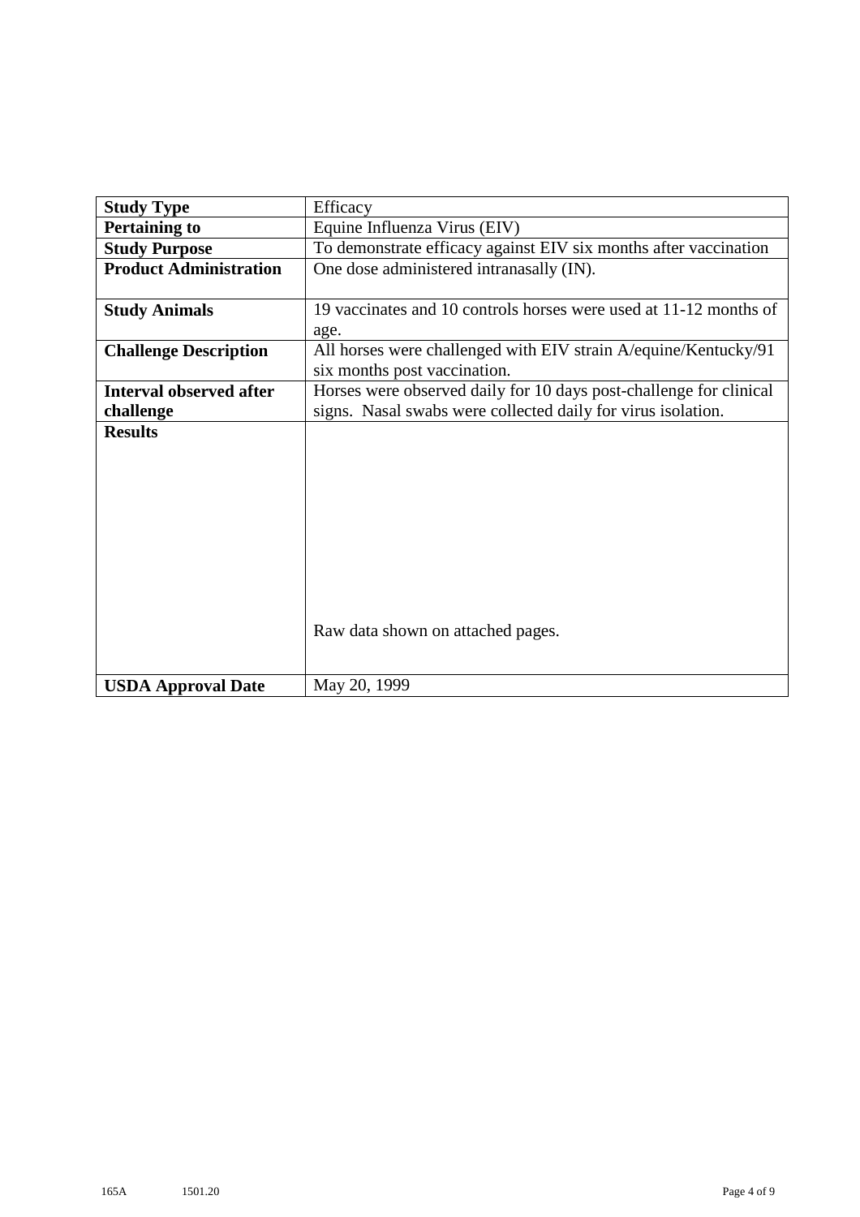| Study Type | Efficacy |
| --- | --- |
| **Pertaining to** | Equine Influenza Virus (EIV) |
| **Study Purpose** | To demonstrate efficacy against EIV six months after vaccination |
| **Product Administration** | One dose administered intranasally (IN). |
| **Study Animals** | 19 vaccinates and 10 controls horses were used at 11-12 months of age. |
| **Challenge Description** | All horses were challenged with EIV strain A/equine/Kentucky/91 six months post vaccination. |
| **Interval observed after challenge** | Horses were observed daily for 10 days post-challenge for clinical signs. Nasal swabs were collected daily for virus isolation. |
| **Results** | Raw data shown on attached pages. |
| **USDA Approval Date** | May 20, 1999 |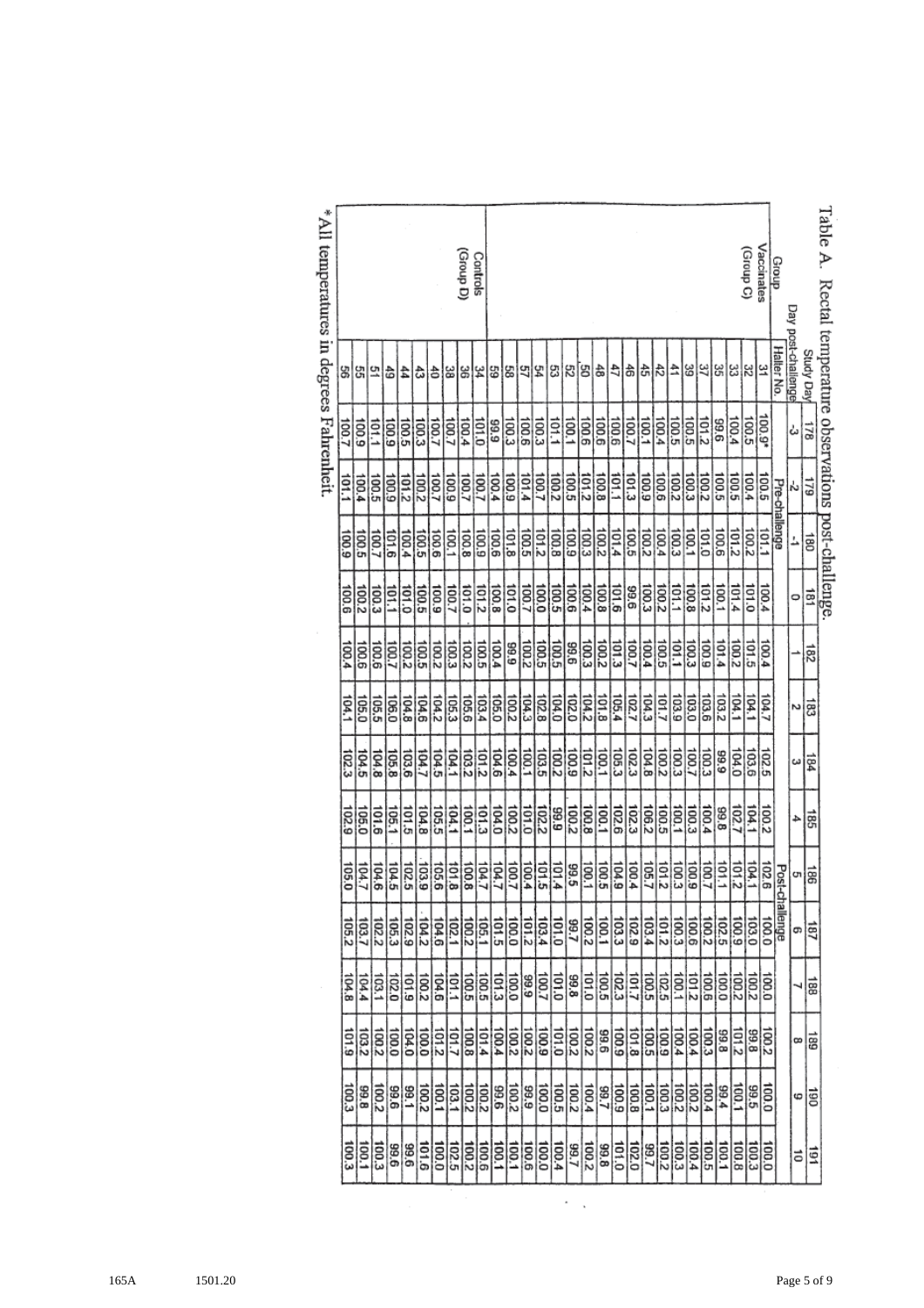Table A. Rectal temperature observations post-challenge.

| Group | Study Day | 178 | 179 | 180 | 181 | 182 | 183 | 184 | 185 | 186 | 187 | 188 | 189 | 190 | 191 |
|---|---|---|---|---|---|---|---|---|---|---|---|---|---|---|---|
| | Day post-challenge | -3 | -2 | -1 | 0 | 1 | 2 | 3 | 4 | 5 | 6 | 7 | 8 | 9 | 10 |
| | Halter No. | Pre-challenge | | | | Post-challenge | | | | | | | | | |
| Vaccinates (Group C) | 31 | 100.9* | 100.5 | 101.1 | 100.4 | 100.4 | 104.7 | 102.5 | 100.2 | 102.6 | 100.0 | 100.0 | 100.2 | 100.0 | 100.0 |
| | 32 | 100.5 | 100.4 | 100.2 | 101.0 | 101.5 | 104.1 | 103.6 | 104.1 | 104.1 | 103.0 | 100.2 | 99.8 | 99.5 | 100.3 |
| | 33 | 100.4 | 100.5 | 101.2 | 101.4 | 100.2 | 104.1 | 104.0 | 102.7 | 101.2 | 100.9 | 100.2 | 101.2 | 100.1 | 100.8 |
| | 35 | 99.6 | 100.5 | 100.6 | 100.1 | 101.4 | 103.2 | 99.9 | 99.8 | 101.1 | 102.5 | 100.0 | 99.8 | 99.4 | 100.1 |
| | 37 | 101.2 | 100.2 | 101.0 | 101.2 | 100.9 | 103.6 | 100.3 | 100.4 | 100.7 | 100.2 | 100.6 | 100.3 | 100.4 | 100.5 |
| | 39 | 100.5 | 100.3 | 100.1 | 100.8 | 100.3 | 103.0 | 100.7 | 100.3 | 100.9 | 100.6 | 101.2 | 100.4 | 100.2 | 100.4 |
| | 41 | 100.5 | 100.2 | 100.3 | 101.1 | 101.1 | 103.9 | 100.3 | 100.1 | 100.3 | 100.3 | 100.1 | 100.4 | 100.2 | 100.3 |
| | 42 | 100.4 | 100.6 | 100.4 | 100.2 | 100.5 | 101.7 | 100.2 | 100.5 | 101.2 | 101.2 | 102.5 | 100.9 | 100.3 | 100.2 |
| | 45 | 100.1 | 100.9 | 100.2 | 100.3 | 100.4 | 104.3 | 104.8 | 106.2 | 105.7 | 103.4 | 100.5 | 100.5 | 100.1 | 99.7 |
| | 46 | 100.7 | 101.3 | 100.5 | 99.6 | 100.7 | 102.7 | 102.3 | 102.3 | 100.4 | 102.9 | 101.7 | 101.8 | 100.8 | 102.0 |
| | 47 | 100.6 | 101.1 | 101.4 | 101.6 | 101.3 | 105.4 | 105.3 | 102.6 | 104.9 | 103.3 | 102.3 | 100.9 | 100.9 | 101.0 |
| | 48 | 100.6 | 100.8 | 100.2 | 100.8 | 100.2 | 101.8 | 100.1 | 100.1 | 100.5 | 100.1 | 100.5 | 99.6 | 99.7 | 99.8 |
| | 50 | 100.6 | 101.2 | 100.3 | 100.4 | 100.3 | 104.2 | 101.2 | 100.8 | 100.1 | 100.2 | 101.0 | 100.2 | 100.4 | 100.2 |
| | 52 | 100.1 | 100.5 | 100.9 | 100.6 | 99.6 | 102.0 | 100.9 | 100.2 | 99.5 | 99.7 | 99.8 | 100.2 | 100.2 | 99.7 |
| | 53 | 101.1 | 100.2 | 100.8 | 100.5 | 100.5 | 104.0 | 100.2 | 99.9 | 101.4 | 101.0 | 101.0 | 101.0 | 100.5 | 100.4 |
| | 54 | 100.3 | 100.7 | 101.2 | 100.0 | 100.5 | 102.8 | 103.5 | 102.2 | 101.5 | 103.4 | 100.7 | 100.9 | 100.0 | 100.0 |
| | 57 | 100.6 | 101.4 | 100.5 | 100.7 | 100.2 | 104.3 | 100.1 | 101.0 | 100.4 | 101.2 | 99.9 | 100.2 | 99.9 | 100.6 |
| | 58 | 100.3 | 100.9 | 101.8 | 101.0 | 99.9 | 100.2 | 100.4 | 100.2 | 100.7 | 100.0 | 100.0 | 100.2 | 100.2 | 100.1 |
| | 59 | 99.9 | 100.4 | 100.6 | 100.8 | 100.4 | 105.0 | 104.6 | 104.0 | 104.7 | 101.5 | 101.3 | 100.4 | 99.6 | 100.1 |
| Controls (Group D) | 34 | 101.0 | 100.7 | 100.9 | 101.2 | 100.5 | 103.4 | 101.2 | 101.3 | 104.7 | 105.1 | 100.5 | 101.4 | 100.2 | 100.6 |
| | 36 | 100.4 | 100.7 | 100.8 | 101.0 | 100.2 | 105.6 | 103.2 | 100.1 | 100.8 | 100.2 | 100.5 | 100.8 | 100.2 | 100.2 |
| | 38 | 100.7 | 100.9 | 100.1 | 100.7 | 100.3 | 105.3 | 104.1 | 104.1 | 101.8 | 102.1 | 101.1 | 101.7 | 103.1 | 102.5 |
| | 40 | 100.7 | 100.7 | 100.6 | 100.9 | 100.2 | 104.2 | 104.5 | 105.5 | 105.6 | 104.6 | 104.6 | 101.2 | 100.1 | 100.0 |
| | 43 | 100.3 | 100.2 | 100.5 | 100.5 | 100.5 | 104.6 | 104.7 | 104.8 | 103.9 | 104.2 | 100.2 | 100.0 | 100.2 | 101.6 |
| | 44 | 100.5 | 101.2 | 100.4 | 101.0 | 100.2 | 104.8 | 103.6 | 101.5 | 102.5 | 102.9 | 101.9 | 104.0 | 99.1 | 99.6 |
| | 49 | 100.9 | 100.9 | 101.6 | 101.1 | 100.7 | 106.0 | 105.8 | 105.1 | 104.5 | 105.3 | 102.0 | 100.0 | 99.6 | 99.6 |
| | 51 | 101.1 | 100.5 | 100.7 | 100.3 | 100.6 | 105.5 | 104.8 | 101.6 | 104.6 | 102.2 | 103.1 | 100.2 | 100.2 | 100.3 |
| | 55 | 100.9 | 100.4 | 100.5 | 100.2 | 100.6 | 105.0 | 104.5 | 105.0 | 104.7 | 103.7 | 104.4 | 103.2 | 99.8 | 100.1 |
| | 56 | 100.7 | 101.1 | 100.9 | 100.6 | 100.4 | 104.1 | 102.3 | 102.9 | 105.0 | 105.2 | 104.8 | 101.9 | 100.3 | 100.3 |

*All temperatures in degrees Fahrenheit.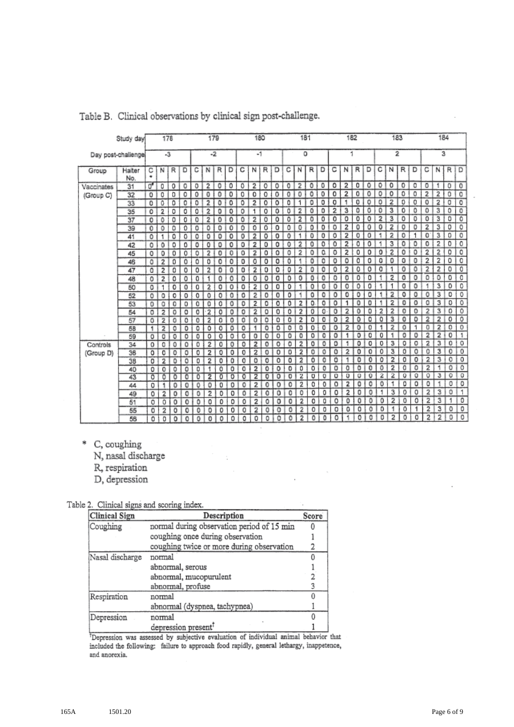Table B. Clinical observations by clinical sign post-challenge.

| Group | Halter No. | Study day 178 / Day post-challenge -3 | | | | 179 / -2 | | | | 180 / -1 | | | | 181 / 0 | | | | 182 / 1 | | | | 183 / 2 | | | | 184 / 3 | | | |
|---|---|---|---|---|---|---|---|---|---|---|---|---|---|---|---|---|---|---|---|---|---|---|---|---|---|---|---|---|---|
| | | C* | N | R | D | C | N | R | D | C | N | R | D | C | N | R | D | C | N | R | D | C | N | R | D | C | N | R | D |
| Vaccinates (Group C) | 31 | 0* | 0 | 0 | 0 | 0 | 2 | 0 | 0 | 0 | 2 | 0 | 0 | 0 | 2 | 0 | 0 | 0 | 2 | 0 | 0 | 0 | 0 | 0 | 0 | 0 | 1 | 0 | 0 |
| | 32 | 0 | 0 | 0 | 0 | 0 | 0 | 0 | 0 | 0 | 0 | 0 | 0 | 0 | 0 | 0 | 0 | 0 | 2 | 0 | 0 | 0 | 0 | 0 | 0 | 2 | 2 | 0 | 0 |
| | 33 | 0 | 0 | 0 | 0 | 0 | 2 | 0 | 0 | 0 | 2 | 0 | 0 | 0 | 1 | 0 | 0 | 0 | 1 | 0 | 0 | 0 | 2 | 0 | 0 | 0 | 2 | 0 | 0 |
| | 35 | 0 | 2 | 0 | 0 | 0 | 2 | 0 | 0 | 0 | 1 | 0 | 0 | 0 | 2 | 0 | 0 | 2 | 3 | 0 | 0 | 0 | 3 | 0 | 0 | 0 | 3 | 0 | 0 |
| | 37 | 0 | 0 | 0 | 0 | 0 | 2 | 0 | 0 | 0 | 2 | 0 | 0 | 0 | 2 | 0 | 0 | 0 | 0 | 0 | 0 | 2 | 3 | 0 | 0 | 0 | 3 | 0 | 0 |
| | 39 | 0 | 0 | 0 | 0 | 0 | 0 | 0 | 0 | 0 | 0 | 0 | 0 | 0 | 0 | 0 | 0 | 0 | 2 | 0 | 0 | 0 | 2 | 0 | 0 | 2 | 3 | 0 | 0 |
| | 41 | 0 | 1 | 0 | 0 | 0 | 0 | 0 | 0 | 0 | 2 | 0 | 0 | 0 | 1 | 0 | 0 | 0 | 2 | 0 | 0 | 1 | 2 | 0 | 1 | 0 | 3 | 0 | 0 |
| | 42 | 0 | 0 | 0 | 0 | 0 | 0 | 0 | 0 | 0 | 2 | 0 | 0 | 0 | 2 | 0 | 0 | 0 | 2 | 0 | 0 | 1 | 3 | 0 | 0 | 0 | 2 | 0 | 0 |
| | 45 | 0 | 0 | 0 | 0 | 0 | 2 | 0 | 0 | 0 | 2 | 0 | 0 | 0 | 2 | 0 | 0 | 0 | 2 | 0 | 0 | 0 | 2 | 0 | 0 | 2 | 2 | 0 | 0 |
| | 46 | 0 | 2 | 0 | 0 | 0 | 0 | 0 | 0 | 0 | 0 | 0 | 0 | 0 | 1 | 0 | 0 | 0 | 0 | 0 | 0 | 0 | 0 | 0 | 0 | 2 | 2 | 0 | 0 |
| | 47 | 0 | 2 | 0 | 0 | 0 | 2 | 0 | 0 | 0 | 2 | 0 | 0 | 0 | 2 | 0 | 0 | 0 | 2 | 0 | 0 | 0 | 1 | 0 | 0 | 2 | 2 | 0 | 0 |
| | 48 | 0 | 2 | 0 | 0 | 0 | 1 | 0 | 0 | 0 | 0 | 0 | 0 | 0 | 0 | 0 | 0 | 0 | 0 | 0 | 0 | 1 | 2 | 0 | 0 | 0 | 0 | 0 | 0 |
| | 50 | 0 | 1 | 0 | 0 | 0 | 2 | 0 | 0 | 0 | 2 | 0 | 0 | 0 | 1 | 0 | 0 | 0 | 0 | 0 | 0 | 1 | 1 | 0 | 0 | 1 | 3 | 0 | 0 |
| | 52 | 0 | 0 | 0 | 0 | 0 | 0 | 0 | 0 | 0 | 2 | 0 | 0 | 0 | 1 | 0 | 0 | 0 | 0 | 0 | 0 | 1 | 2 | 0 | 0 | 0 | 3 | 0 | 0 |
| | 53 | 0 | 0 | 0 | 0 | 0 | 0 | 0 | 0 | 0 | 2 | 0 | 0 | 0 | 2 | 0 | 0 | 0 | 1 | 0 | 0 | 1 | 2 | 0 | 0 | 0 | 3 | 0 | 0 |
| | 54 | 0 | 2 | 0 | 0 | 0 | 2 | 0 | 0 | 0 | 2 | 0 | 0 | 0 | 2 | 0 | 0 | 0 | 2 | 0 | 0 | 2 | 2 | 0 | 0 | 2 | 3 | 0 | 0 |
| | 57 | 0 | 2 | 0 | 0 | 0 | 2 | 0 | 0 | 0 | 0 | 0 | 0 | 0 | 2 | 0 | 0 | 0 | 2 | 0 | 0 | 0 | 3 | 0 | 0 | 2 | 2 | 0 | 0 |
| | 58 | 1 | 2 | 0 | 0 | 0 | 0 | 0 | 0 | 0 | 1 | 0 | 0 | 0 | 0 | 0 | 0 | 0 | 2 | 0 | 0 | 1 | 2 | 0 | 1 | 0 | 2 | 0 | 0 |
| | 59 | 0 | 0 | 0 | 0 | 0 | 0 | 0 | 0 | 0 | 0 | 0 | 0 | 0 | 0 | 0 | 0 | 0 | 1 | 0 | 0 | 0 | 1 | 0 | 0 | 2 | 2 | 0 | 1 |
| Controls (Group D) | 34 | 0 | 0 | 0 | 0 | 0 | 2 | 0 | 0 | 0 | 2 | 0 | 0 | 0 | 2 | 0 | 0 | 0 | 1 | 0 | 0 | 0 | 3 | 0 | 0 | 2 | 3 | 0 | 0 |
| | 36 | 0 | 0 | 0 | 0 | 0 | 2 | 0 | 0 | 0 | 2 | 0 | 0 | 0 | 2 | 0 | 0 | 0 | 2 | 0 | 0 | 0 | 3 | 0 | 0 | 0 | 3 | 0 | 0 |
| | 38 | 0 | 2 | 0 | 0 | 0 | 2 | 0 | 0 | 0 | 0 | 0 | 0 | 0 | 2 | 0 | 0 | 0 | 1 | 0 | 0 | 0 | 2 | 0 | 0 | 2 | 3 | 0 | 0 |
| | 40 | 0 | 0 | 0 | 0 | 0 | 1 | 0 | 0 | 0 | 2 | 0 | 0 | 0 | 0 | 0 | 0 | 0 | 0 | 0 | 0 | 0 | 2 | 0 | 0 | 2 | 1 | 0 | 0 |
| | 43 | 0 | 0 | 0 | 0 | 0 | 2 | 0 | 0 | 0 | 2 | 0 | 0 | 0 | 2 | 0 | 0 | 0 | 0 | 0 | 0 | 2 | 2 | 0 | 0 | 0 | 3 | 0 | 0 |
| | 44 | 0 | 1 | 0 | 0 | 0 | 0 | 0 | 0 | 0 | 2 | 0 | 0 | 0 | 2 | 0 | 0 | 0 | 2 | 0 | 0 | 0 | 1 | 0 | 0 | 0 | 1 | 0 | 0 |
| | 49 | 0 | 2 | 0 | 0 | 0 | 2 | 0 | 0 | 0 | 2 | 0 | 0 | 0 | 0 | 0 | 0 | 0 | 2 | 0 | 0 | 1 | 3 | 0 | 0 | 2 | 3 | 0 | 1 |
| | 51 | 0 | 0 | 0 | 0 | 0 | 0 | 0 | 0 | 0 | 2 | 0 | 0 | 0 | 2 | 0 | 0 | 0 | 0 | 0 | 0 | 0 | 2 | 0 | 0 | 2 | 3 | 1 | 0 |
| | 55 | 0 | 2 | 0 | 0 | 0 | 0 | 0 | 0 | 0 | 2 | 0 | 0 | 0 | 2 | 0 | 0 | 0 | 0 | 0 | 0 | 0 | 1 | 0 | 1 | 2 | 3 | 0 | 0 |
| | 56 | 0 | 0 | 0 | 0 | 0 | 0 | 0 | 0 | 0 | 0 | 0 | 0 | 0 | 2 | 0 | 0 | 0 | 1 | 0 | 0 | 0 | 2 | 0 | 0 | 2 | 2 | 0 | 0 |

\* C, coughing
N, nasal discharge
R, respiration
D, depression

Table 2. Clinical signs and scoring index.

| Clinical Sign | Description | Score |
|---|---|---|
| Coughing | normal during observation period of 15 min | 0 |
| | coughing once during observation | 1 |
| | coughing twice or more during observation | 2 |
| Nasal discharge | normal | 0 |
| | abnormal, serous | 1 |
| | abnormal, mucopurulent | 2 |
| | abnormal, profuse | 3 |
| Respiration | normal | 0 |
| | abnormal (dyspnea, tachypnea) | 1 |
| Depression | normal | 0 |
| | depression present† | 1 |

†Depression was assessed by subjective evaluation of individual animal behavior that included the following: failure to approach food rapidly, general lethargy, inappetence, and anorexia.

165A 1501.20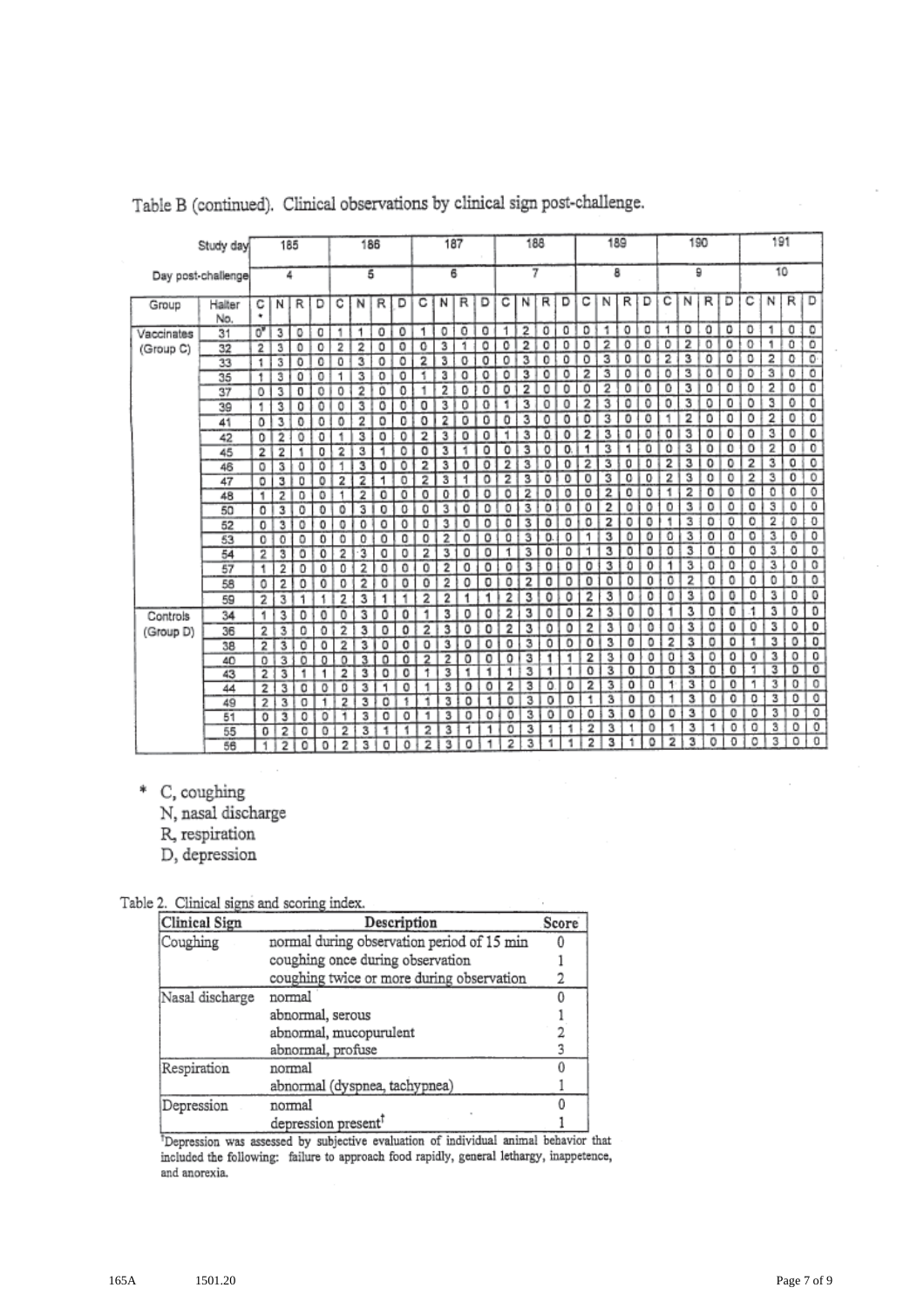Table B (continued). Clinical observations by clinical sign post-challenge.

| Study day | | 185 | | | | 186 | | | | 187 | | | | 188 | | | | 189 | | | | 190 | | | | 191 | | | |
|---|---|---|---|---|---|---|---|---|---|---|---|---|---|---|---|---|---|---|---|---|---|---|---|---|---|---|---|---|---|
| Day post-challenge | | 4 | | | | 5 | | | | 6 | | | | 7 | | | | 8 | | | | 9 | | | | 10 | | | |
| Group | Halter No. | C* | N | R | D | C | N | R | D | C | N | R | D | C | N | R | D | C | N | R | D | C | N | R | D | C | N | R | D |
| Vaccinates (Group C) | 31 | 0# | 3 | 0 | 0 | 1 | 1 | 0 | 0 | 1 | 0 | 0 | 0 | 1 | 2 | 0 | 0 | 0 | 1 | 0 | 0 | 1 | 0 | 0 | 0 | 0 | 1 | 0 | 0 |
| | 32 | 2 | 3 | 0 | 0 | 2 | 2 | 0 | 0 | 0 | 3 | 1 | 0 | 0 | 2 | 0 | 0 | 0 | 2 | 0 | 0 | 0 | 2 | 0 | 0 | 0 | 1 | 0 | 0 |
| | 33 | 1 | 3 | 0 | 0 | 0 | 3 | 0 | 0 | 2 | 3 | 0 | 0 | 0 | 3 | 0 | 0 | 0 | 3 | 0 | 0 | 2 | 3 | 0 | 0 | 0 | 2 | 0 | 0 |
| | 35 | 1 | 3 | 0 | 0 | 1 | 3 | 0 | 0 | 1 | 3 | 0 | 0 | 0 | 3 | 0 | 0 | 2 | 3 | 0 | 0 | 0 | 3 | 0 | 0 | 0 | 3 | 0 | 0 |
| | 37 | 0 | 3 | 0 | 0 | 0 | 2 | 0 | 0 | 1 | 2 | 0 | 0 | 0 | 2 | 0 | 0 | 0 | 2 | 0 | 0 | 0 | 3 | 0 | 0 | 0 | 2 | 0 | 0 |
| | 39 | 1 | 3 | 0 | 0 | 0 | 3 | 0 | 0 | 0 | 3 | 0 | 0 | 1 | 3 | 0 | 0 | 2 | 3 | 0 | 0 | 0 | 3 | 0 | 0 | 0 | 3 | 0 | 0 |
| | 41 | 0 | 3 | 0 | 0 | 0 | 2 | 0 | 0 | 0 | 2 | 0 | 0 | 0 | 3 | 0 | 0 | 0 | 3 | 0 | 0 | 1 | 2 | 0 | 0 | 0 | 2 | 0 | 0 |
| | 42 | 0 | 2 | 0 | 0 | 1 | 3 | 0 | 0 | 2 | 3 | 0 | 0 | 1 | 3 | 0 | 0 | 2 | 3 | 0 | 0 | 0 | 3 | 0 | 0 | 0 | 3 | 0 | 0 |
| | 45 | 2 | 2 | 1 | 0 | 2 | 3 | 1 | 0 | 0 | 3 | 1 | 0 | 0 | 3 | 0 | 0 | 1 | 3 | 1 | 0 | 0 | 3 | 0 | 0 | 0 | 2 | 0 | 0 |
| | 46 | 0 | 3 | 0 | 0 | 1 | 3 | 0 | 0 | 2 | 3 | 0 | 0 | 2 | 3 | 0 | 0 | 2 | 3 | 0 | 0 | 2 | 3 | 0 | 0 | 2 | 3 | 0 | 0 |
| | 47 | 0 | 3 | 0 | 0 | 2 | 2 | 1 | 0 | 2 | 3 | 1 | 0 | 2 | 3 | 0 | 0 | 0 | 3 | 0 | 0 | 2 | 3 | 0 | 0 | 2 | 3 | 0 | 0 |
| | 48 | 1 | 2 | 0 | 0 | 1 | 2 | 0 | 0 | 0 | 0 | 0 | 0 | 0 | 2 | 0 | 0 | 0 | 2 | 0 | 0 | 1 | 2 | 0 | 0 | 0 | 0 | 0 | 0 |
| | 50 | 0 | 3 | 0 | 0 | 0 | 3 | 0 | 0 | 0 | 3 | 0 | 0 | 0 | 3 | 0 | 0 | 0 | 2 | 0 | 0 | 0 | 3 | 0 | 0 | 0 | 3 | 0 | 0 |
| | 52 | 0 | 3 | 0 | 0 | 0 | 0 | 0 | 0 | 0 | 3 | 0 | 0 | 0 | 3 | 0 | 0 | 0 | 2 | 0 | 0 | 1 | 3 | 0 | 0 | 0 | 2 | 0 | 0 |
| | 53 | 0 | 0 | 0 | 0 | 0 | 0 | 0 | 0 | 0 | 2 | 0 | 0 | 0 | 3 | 0 | 0 | 1 | 3 | 0 | 0 | 0 | 3 | 0 | 0 | 0 | 3 | 0 | 0 |
| | 54 | 2 | 3 | 0 | 0 | 2 | 3 | 0 | 0 | 2 | 3 | 0 | 0 | 1 | 3 | 0 | 0 | 1 | 3 | 0 | 0 | 0 | 3 | 0 | 0 | 0 | 3 | 0 | 0 |
| | 57 | 1 | 2 | 0 | 0 | 0 | 2 | 0 | 0 | 0 | 2 | 0 | 0 | 0 | 3 | 0 | 0 | 0 | 3 | 0 | 0 | 1 | 3 | 0 | 0 | 0 | 3 | 0 | 0 |
| | 58 | 0 | 2 | 0 | 0 | 0 | 2 | 0 | 0 | 0 | 2 | 0 | 0 | 0 | 2 | 0 | 0 | 0 | 0 | 0 | 0 | 0 | 2 | 0 | 0 | 0 | 0 | 0 | 0 |
| | 59 | 2 | 3 | 1 | 1 | 2 | 3 | 1 | 1 | 2 | 2 | 1 | 1 | 2 | 3 | 0 | 0 | 2 | 3 | 0 | 0 | 0 | 3 | 0 | 0 | 0 | 3 | 0 | 0 |
| Controls (Group D) | 34 | 1 | 3 | 0 | 0 | 0 | 3 | 0 | 0 | 1 | 3 | 0 | 0 | 2 | 3 | 0 | 0 | 2 | 3 | 0 | 0 | 1 | 3 | 0 | 0 | 1 | 3 | 0 | 0 |
| | 36 | 2 | 3 | 0 | 0 | 2 | 3 | 0 | 0 | 2 | 3 | 0 | 0 | 2 | 3 | 0 | 0 | 2 | 3 | 0 | 0 | 0 | 3 | 0 | 0 | 0 | 3 | 0 | 0 |
| | 38 | 2 | 3 | 0 | 0 | 2 | 3 | 0 | 0 | 0 | 3 | 0 | 0 | 0 | 3 | 0 | 0 | 0 | 3 | 0 | 0 | 2 | 3 | 0 | 0 | 1 | 3 | 0 | 0 |
| | 40 | 0 | 3 | 0 | 0 | 0 | 3 | 0 | 0 | 2 | 2 | 0 | 0 | 0 | 3 | 1 | 1 | 2 | 3 | 0 | 0 | 0 | 3 | 0 | 0 | 0 | 3 | 0 | 0 |
| | 43 | 2 | 3 | 1 | 1 | 2 | 3 | 0 | 0 | 1 | 3 | 1 | 1 | 1 | 3 | 1 | 1 | 0 | 3 | 0 | 0 | 0 | 3 | 0 | 0 | 1 | 3 | 0 | 0 |
| | 44 | 2 | 3 | 0 | 0 | 0 | 3 | 1 | 0 | 1 | 3 | 0 | 0 | 2 | 3 | 0 | 0 | 2 | 3 | 0 | 0 | 1 | 3 | 0 | 0 | 1 | 3 | 0 | 0 |
| | 49 | 2 | 3 | 0 | 1 | 2 | 3 | 0 | 1 | 1 | 3 | 0 | 1 | 0 | 3 | 0 | 0 | 1 | 3 | 0 | 0 | 1 | 3 | 0 | 0 | 0 | 3 | 0 | 0 |
| | 51 | 0 | 3 | 0 | 0 | 1 | 3 | 0 | 0 | 1 | 3 | 0 | 0 | 0 | 3 | 0 | 0 | 0 | 3 | 0 | 0 | 0 | 3 | 0 | 0 | 0 | 3 | 0 | 0 |
| | 55 | 0 | 2 | 0 | 0 | 2 | 3 | 1 | 1 | 2 | 3 | 1 | 1 | 0 | 3 | 1 | 1 | 2 | 3 | 1 | 0 | 1 | 3 | 1 | 0 | 0 | 3 | 0 | 0 |
| | 56 | 1 | 2 | 0 | 0 | 2 | 3 | 0 | 0 | 2 | 3 | 0 | 1 | 2 | 3 | 1 | 1 | 2 | 3 | 1 | 0 | 2 | 3 | 0 | 0 | 0 | 3 | 0 | 0 |

\* C, coughing
N, nasal discharge
R, respiration
D, depression

Table 2. Clinical signs and scoring index.

| Clinical Sign | Description | Score |
|---|---|---|
| Coughing | normal during observation period of 15 min | 0 |
| | coughing once during observation | 1 |
| | coughing twice or more during observation | 2 |
| Nasal discharge | normal | 0 |
| | abnormal, serous | 1 |
| | abnormal, mucopurulent | 2 |
| | abnormal, profuse | 3 |
| Respiration | normal | 0 |
| | abnormal (dyspnea, tachypnea) | 1 |
| Depression | normal | 0 |
| | depression present[†] | 1 |

[†]Depression was assessed by subjective evaluation of individual animal behavior that included the following: failure to approach food rapidly, general lethargy, inappetence, and anorexia.

165A 1501.20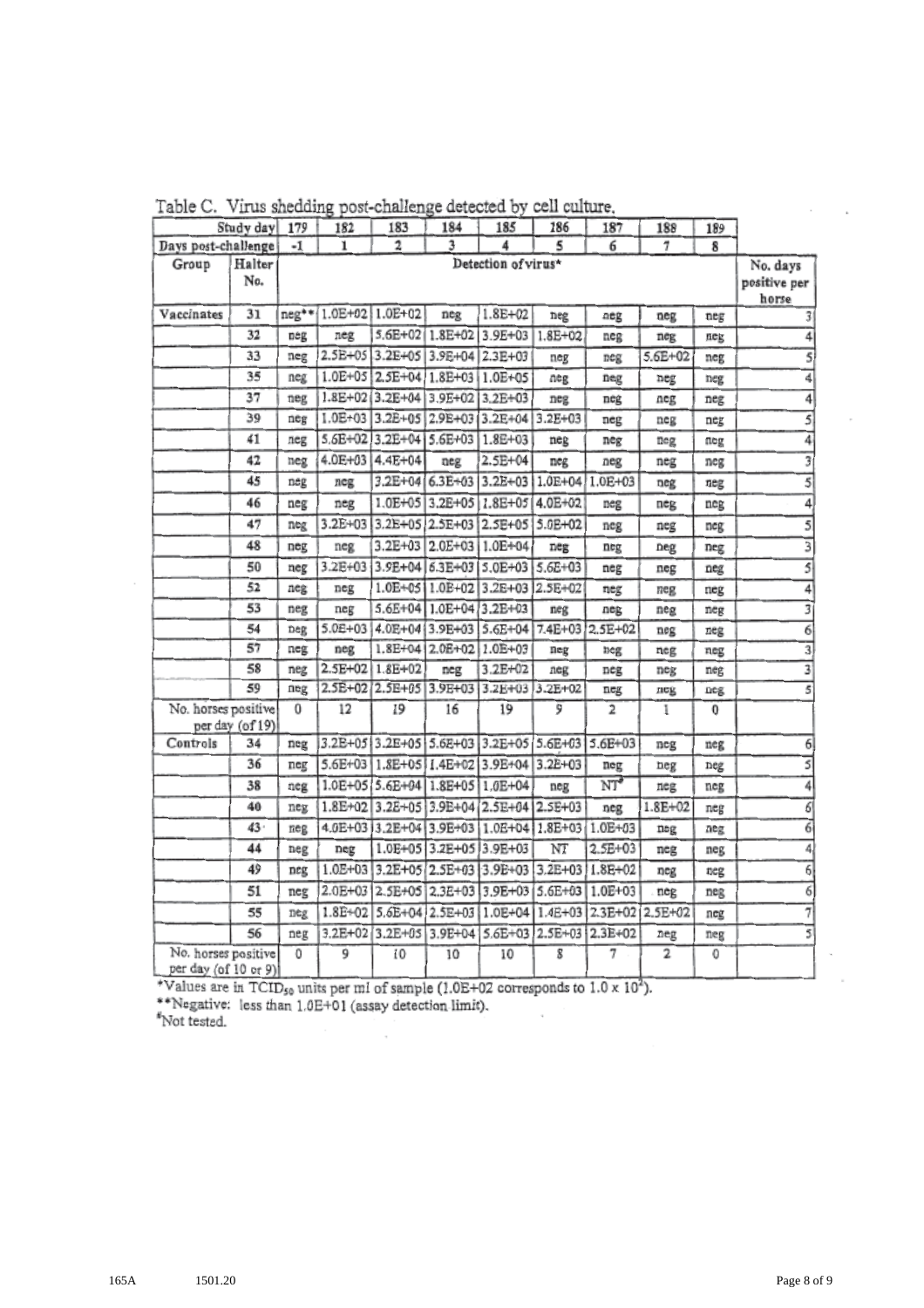Table C. Virus shedding post-challenge detected by cell culture.

| Study day | | 179 | 182 | 183 | 184 | 185 | 186 | 187 | 188 | 189 | |
|---|---|---|---|---|---|---|---|---|---|---|---|
| Days post-challenge | | -1 | 1 | 2 | 3 | 4 | 5 | 6 | 7 | 8 | |
| Group | Halter No. | Detection of virus* | | | | | | | | | No. days positive per horse |
| Vaccinates | 31 | neg** | 1.0E+02 | 1.0E+02 | neg | 1.8E+02 | neg | neg | neg | neg | 3 |
| | 32 | neg | neg | 5.6E+02 | 1.8E+02 | 3.9E+03 | 1.8E+02 | neg | neg | neg | 4 |
| | 33 | neg | 2.5E+05 | 3.2E+05 | 3.9E+04 | 2.3E+03 | neg | neg | 5.6E+02 | neg | 5 |
| | 35 | neg | 1.0E+05 | 2.5E+04 | 1.8E+03 | 1.0E+05 | neg | neg | neg | neg | 4 |
| | 37 | neg | 1.8E+02 | 3.2E+04 | 3.9E+02 | 3.2E+03 | neg | neg | neg | neg | 4 |
| | 39 | neg | 1.0E+03 | 3.2E+05 | 2.9E+03 | 3.2E+04 | 3.2E+03 | neg | neg | neg | 5 |
| | 41 | neg | 5.6E+02 | 3.2E+04 | 5.6E+03 | 1.8E+03 | neg | neg | neg | neg | 4 |
| | 42 | neg | 4.0E+03 | 4.4E+04 | neg | 2.5E+04 | neg | neg | neg | neg | 3 |
| | 45 | neg | neg | 3.2E+04 | 6.3E+03 | 3.2E+03 | 1.0E+04 | 1.0E+03 | neg | neg | 5 |
| | 46 | neg | neg | 1.0E+05 | 3.2E+05 | 1.8E+05 | 4.0E+02 | neg | neg | neg | 4 |
| | 47 | neg | 3.2E+03 | 3.2E+05 | 2.5E+03 | 2.5E+05 | 5.0E+02 | neg | neg | neg | 5 |
| | 48 | neg | neg | 3.2E+03 | 2.0E+03 | 1.0E+04 | neg | neg | neg | neg | 3 |
| | 50 | neg | 3.2E+03 | 3.9E+04 | 6.3E+03 | 5.0E+03 | 5.6E+03 | neg | neg | neg | 5 |
| | 52 | neg | neg | 1.0E+05 | 1.0E+02 | 3.2E+03 | 2.5E+02 | neg | neg | neg | 4 |
| | 53 | neg | neg | 5.6E+04 | 1.0E+04 | 3.2E+03 | neg | neg | neg | neg | 3 |
| | 54 | neg | 5.0E+03 | 4.0E+04 | 3.9E+03 | 5.6E+04 | 7.4E+03 | 2.5E+02 | neg | neg | 6 |
| | 57 | neg | neg | 1.8E+04 | 2.0E+02 | 1.0E+03 | neg | neg | neg | neg | 3 |
| | 58 | neg | 2.5E+02 | 1.8E+02 | neg | 3.2E+02 | neg | neg | neg | neg | 3 |
| | 59 | neg | 2.5E+02 | 2.5E+05 | 3.9E+03 | 3.2E+03 | 3.2E+02 | neg | neg | neg | 5 |
| No. horses positive per day (of 19) | | 0 | 12 | 19 | 16 | 19 | 9 | 2 | 1 | 0 | |
| Controls | 34 | neg | 3.2E+05 | 3.2E+05 | 5.6E+03 | 3.2E+05 | 5.6E+03 | 5.6E+03 | neg | neg | 6 |
| | 36 | neg | 5.6E+03 | 1.8E+05 | 1.4E+02 | 3.9E+04 | 3.2E+03 | neg | neg | neg | 5 |
| | 38 | neg | 1.0E+05 | 5.6E+04 | 1.8E+05 | 1.0E+04 | neg | NT# | neg | neg | 4 |
| | 40 | neg | 1.8E+02 | 3.2E+05 | 3.9E+04 | 2.5E+04 | 2.5E+03 | neg | 1.8E+02 | neg | 6 |
| | 43 | neg | 4.0E+03 | 3.2E+04 | 3.9E+03 | 1.0E+04 | 1.8E+03 | 1.0E+03 | neg | neg | 6 |
| | 44 | neg | neg | 1.0E+05 | 3.2E+05 | 3.9E+03 | NT | 2.5E+03 | neg | neg | 4 |
| | 49 | neg | 1.0E+03 | 3.2E+05 | 2.5E+03 | 3.9E+03 | 3.2E+03 | 1.8E+02 | neg | neg | 6 |
| | 51 | neg | 2.0E+03 | 2.5E+05 | 2.3E+03 | 3.9E+03 | 5.6E+03 | 1.0E+03 | neg | neg | 6 |
| | 55 | neg | 1.8E+02 | 5.6E+04 | 2.5E+03 | 1.0E+04 | 1.4E+03 | 2.3E+02 | 2.5E+02 | neg | 7 |
| | 56 | neg | 3.2E+02 | 3.2E+05 | 3.9E+04 | 5.6E+03 | 2.5E+03 | 2.3E+02 | neg | neg | 5 |
| No. horses positive per day (of 10 or 9) | | 0 | 9 | 10 | 10 | 10 | 8 | 7 | 2 | 0 | |

*Values are in $TCID_{50}$ units per ml of sample (1.0E+02 corresponds to $1.0 \times 10^2$).

**Negative: less than 1.0E+01 (assay detection limit).

#Not tested.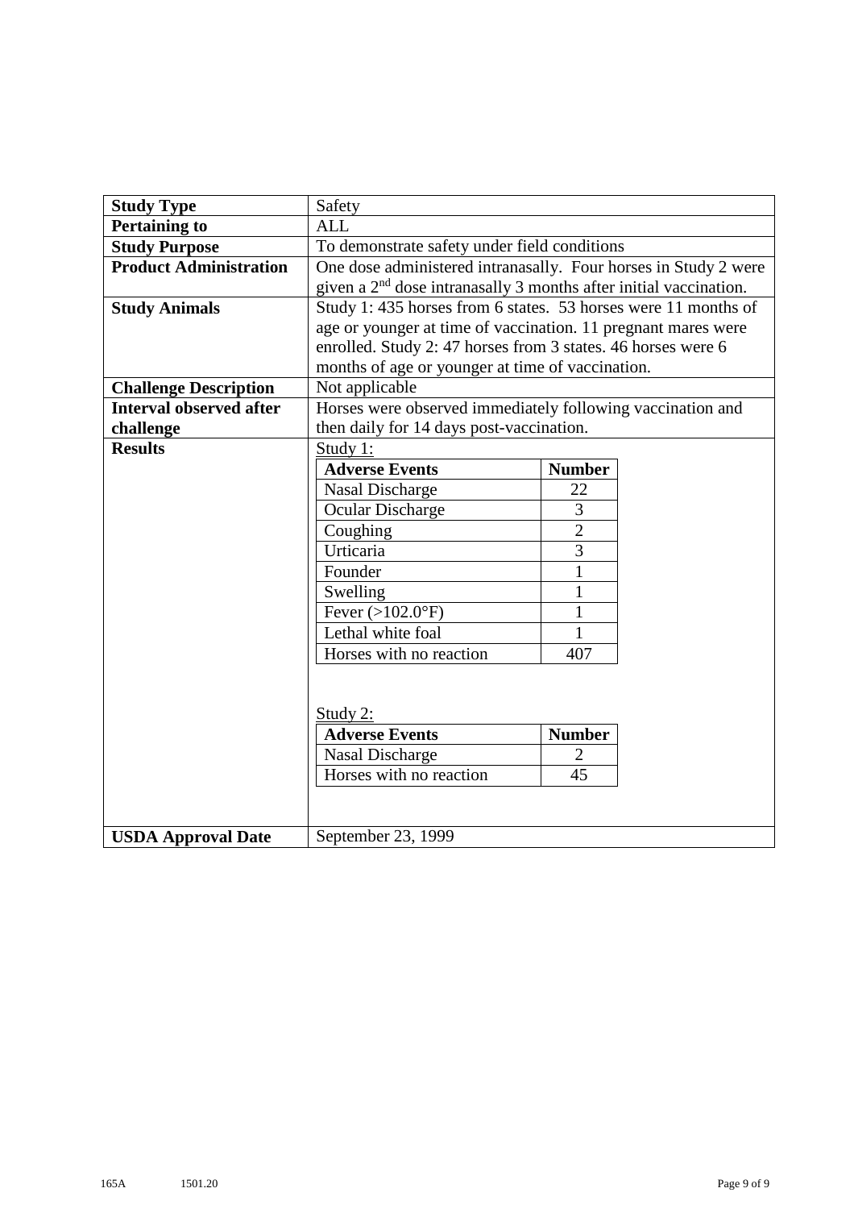| | |
|---|---|
| **Study Type** | Safety |
| **Pertaining to** | ALL |
| **Study Purpose** | To demonstrate safety under field conditions |
| **Product Administration** | One dose administered intranasally. Four horses in Study 2 were given a 2nd dose intranasally 3 months after initial vaccination. |
| **Study Animals** | Study 1: 435 horses from 6 states. 53 horses were 11 months of age or younger at time of vaccination. 11 pregnant mares were enrolled. Study 2: 47 horses from 3 states. 46 horses were 6 months of age or younger at time of vaccination. |
| **Challenge Description** | Not applicable |
| **Interval observed after challenge** | Horses were observed immediately following vaccination and then daily for 14 days post-vaccination. |
| **Results** | See Study 1 and Study 2 tables below |
| **USDA Approval Date** | September 23, 1999 |

Study 1:

| **Adverse Events** | **Number** |
|---|---|
| Nasal Discharge | 22 |
| Ocular Discharge | 3 |
| Coughing | 2 |
| Urticaria | 3 |
| Founder | 1 |
| Swelling | 1 |
| Fever (>102.0°F) | 1 |
| Lethal white foal | 1 |
| Horses with no reaction | 407 |

Study 2:

| **Adverse Events** | **Number** |
|---|---|
| Nasal Discharge | 2 |
| Horses with no reaction | 45 |

165A 1501.20